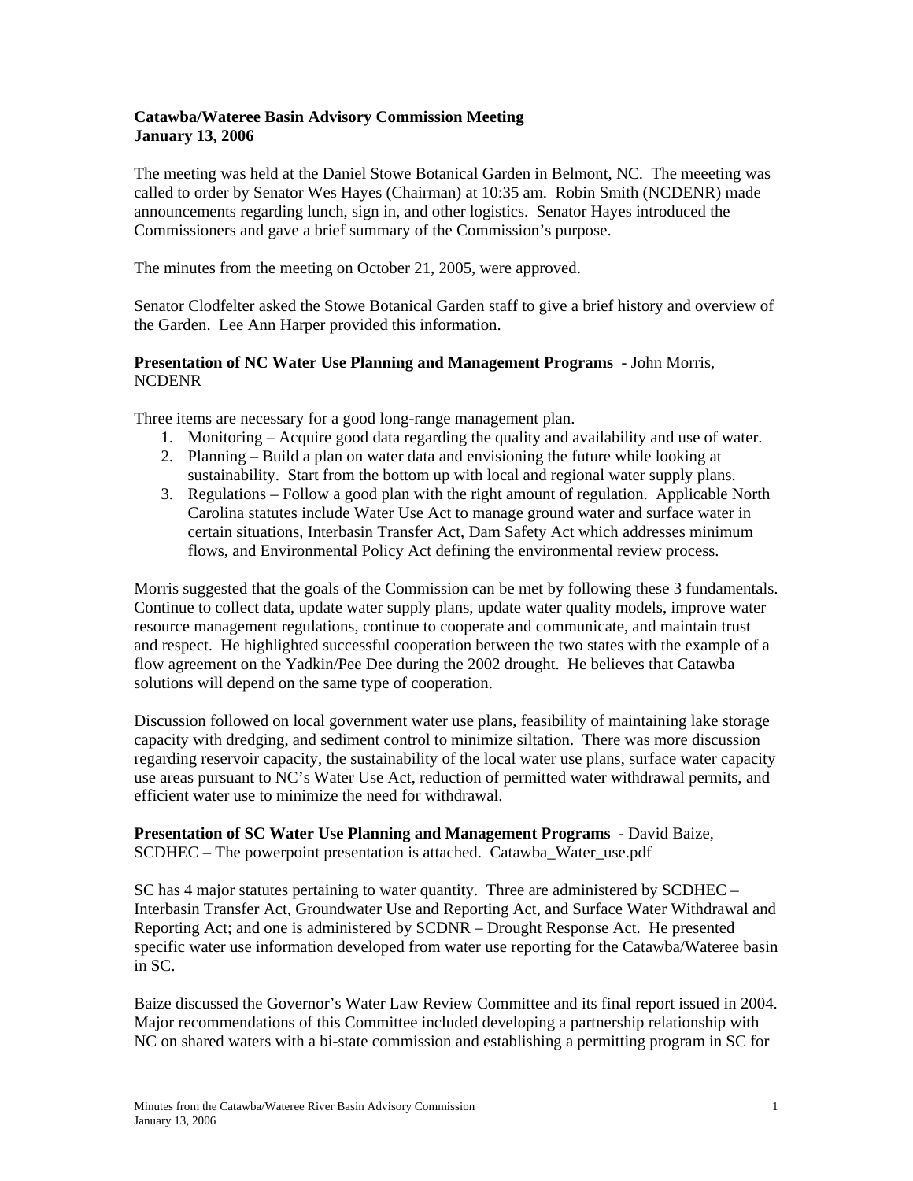**Catawba/Wateree Basin Advisory Commission Meeting**
**January 13, 2006**

The meeting was held at the Daniel Stowe Botanical Garden in Belmont, NC. The meeeting was called to order by Senator Wes Hayes (Chairman) at 10:35 am. Robin Smith (NCDENR) made announcements regarding lunch, sign in, and other logistics. Senator Hayes introduced the Commissioners and gave a brief summary of the Commission's purpose.

The minutes from the meeting on October 21, 2005, were approved.

Senator Clodfelter asked the Stowe Botanical Garden staff to give a brief history and overview of the Garden. Lee Ann Harper provided this information.

**Presentation of NC Water Use Planning and Management Programs** - John Morris, NCDENR

Three items are necessary for a good long-range management plan.

1. Monitoring – Acquire good data regarding the quality and availability and use of water.
2. Planning – Build a plan on water data and envisioning the future while looking at sustainability. Start from the bottom up with local and regional water supply plans.
3. Regulations – Follow a good plan with the right amount of regulation. Applicable North Carolina statutes include Water Use Act to manage ground water and surface water in certain situations, Interbasin Transfer Act, Dam Safety Act which addresses minimum flows, and Environmental Policy Act defining the environmental review process.

Morris suggested that the goals of the Commission can be met by following these 3 fundamentals. Continue to collect data, update water supply plans, update water quality models, improve water resource management regulations, continue to cooperate and communicate, and maintain trust and respect. He highlighted successful cooperation between the two states with the example of a flow agreement on the Yadkin/Pee Dee during the 2002 drought. He believes that Catawba solutions will depend on the same type of cooperation.

Discussion followed on local government water use plans, feasibility of maintaining lake storage capacity with dredging, and sediment control to minimize siltation. There was more discussion regarding reservoir capacity, the sustainability of the local water use plans, surface water capacity use areas pursuant to NC's Water Use Act, reduction of permitted water withdrawal permits, and efficient water use to minimize the need for withdrawal.

**Presentation of SC Water Use Planning and Management Programs** - David Baize, SCDHEC – The powerpoint presentation is attached. Catawba_Water_use.pdf

SC has 4 major statutes pertaining to water quantity. Three are administered by SCDHEC – Interbasin Transfer Act, Groundwater Use and Reporting Act, and Surface Water Withdrawal and Reporting Act; and one is administered by SCDNR – Drought Response Act. He presented specific water use information developed from water use reporting for the Catawba/Wateree basin in SC.

Baize discussed the Governor's Water Law Review Committee and its final report issued in 2004. Major recommendations of this Committee included developing a partnership relationship with NC on shared waters with a bi-state commission and establishing a permitting program in SC for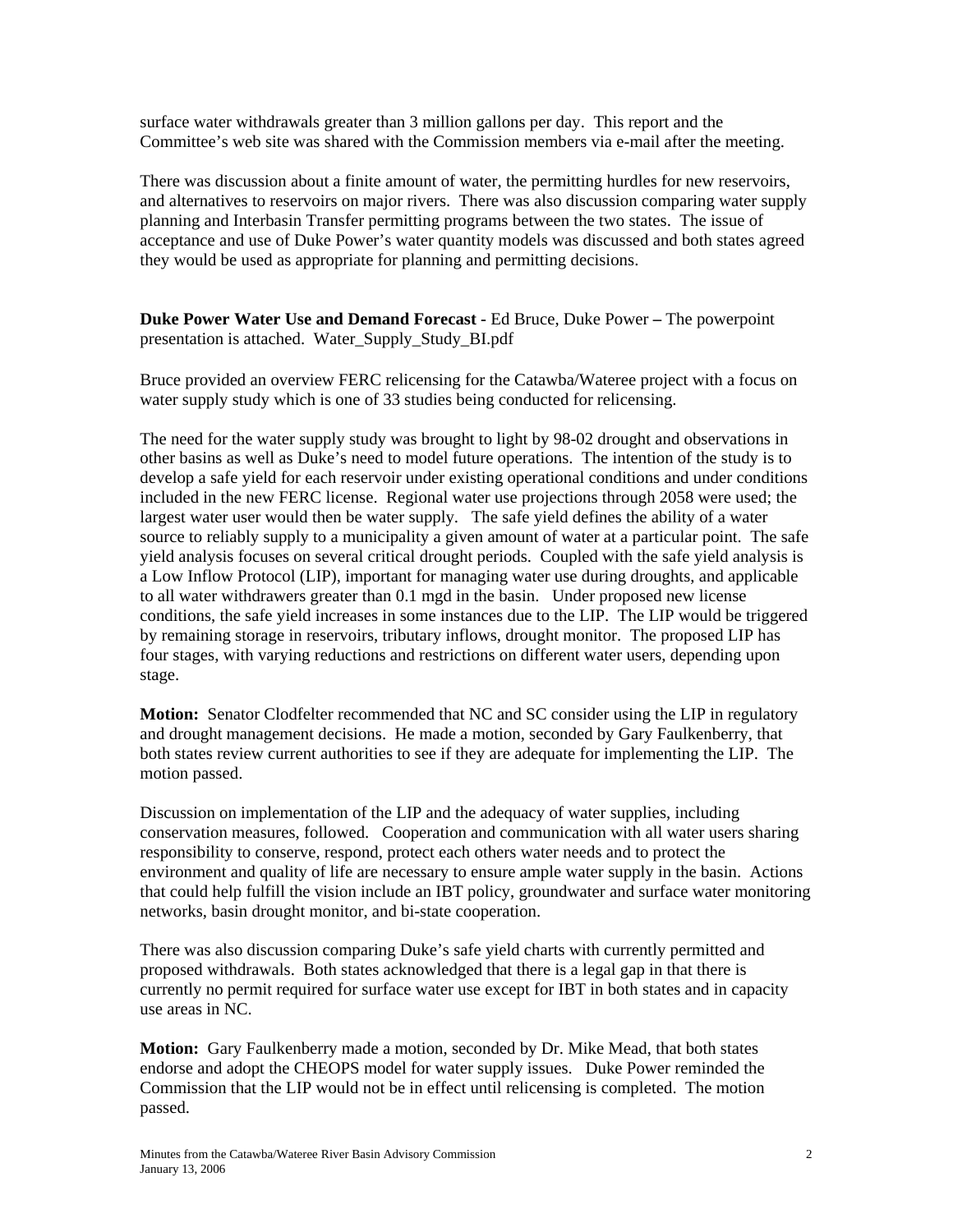surface water withdrawals greater than 3 million gallons per day. This report and the Committee's web site was shared with the Commission members via e-mail after the meeting.

There was discussion about a finite amount of water, the permitting hurdles for new reservoirs, and alternatives to reservoirs on major rivers. There was also discussion comparing water supply planning and Interbasin Transfer permitting programs between the two states. The issue of acceptance and use of Duke Power's water quantity models was discussed and both states agreed they would be used as appropriate for planning and permitting decisions.

**Duke Power Water Use and Demand Forecast -** Ed Bruce, Duke Power **–** The powerpoint presentation is attached. Water_Supply_Study_BI.pdf

Bruce provided an overview FERC relicensing for the Catawba/Wateree project with a focus on water supply study which is one of 33 studies being conducted for relicensing.

The need for the water supply study was brought to light by 98-02 drought and observations in other basins as well as Duke's need to model future operations. The intention of the study is to develop a safe yield for each reservoir under existing operational conditions and under conditions included in the new FERC license. Regional water use projections through 2058 were used; the largest water user would then be water supply. The safe yield defines the ability of a water source to reliably supply to a municipality a given amount of water at a particular point. The safe yield analysis focuses on several critical drought periods. Coupled with the safe yield analysis is a Low Inflow Protocol (LIP), important for managing water use during droughts, and applicable to all water withdrawers greater than 0.1 mgd in the basin. Under proposed new license conditions, the safe yield increases in some instances due to the LIP. The LIP would be triggered by remaining storage in reservoirs, tributary inflows, drought monitor. The proposed LIP has four stages, with varying reductions and restrictions on different water users, depending upon stage.

**Motion:** Senator Clodfelter recommended that NC and SC consider using the LIP in regulatory and drought management decisions. He made a motion, seconded by Gary Faulkenberry, that both states review current authorities to see if they are adequate for implementing the LIP. The motion passed.

Discussion on implementation of the LIP and the adequacy of water supplies, including conservation measures, followed. Cooperation and communication with all water users sharing responsibility to conserve, respond, protect each others water needs and to protect the environment and quality of life are necessary to ensure ample water supply in the basin. Actions that could help fulfill the vision include an IBT policy, groundwater and surface water monitoring networks, basin drought monitor, and bi-state cooperation.

There was also discussion comparing Duke's safe yield charts with currently permitted and proposed withdrawals. Both states acknowledged that there is a legal gap in that there is currently no permit required for surface water use except for IBT in both states and in capacity use areas in NC.

**Motion:** Gary Faulkenberry made a motion, seconded by Dr. Mike Mead, that both states endorse and adopt the CHEOPS model for water supply issues. Duke Power reminded the Commission that the LIP would not be in effect until relicensing is completed. The motion passed.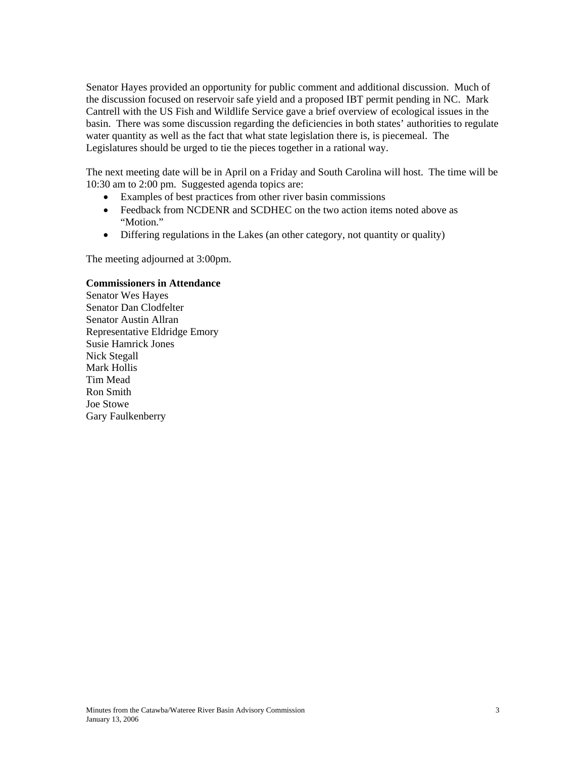Senator Hayes provided an opportunity for public comment and additional discussion. Much of the discussion focused on reservoir safe yield and a proposed IBT permit pending in NC. Mark Cantrell with the US Fish and Wildlife Service gave a brief overview of ecological issues in the basin. There was some discussion regarding the deficiencies in both states' authorities to regulate water quantity as well as the fact that what state legislation there is, is piecemeal. The Legislatures should be urged to tie the pieces together in a rational way.

The next meeting date will be in April on a Friday and South Carolina will host. The time will be 10:30 am to 2:00 pm. Suggested agenda topics are:

- Examples of best practices from other river basin commissions
- Feedback from NCDENR and SCDHEC on the two action items noted above as "Motion."
- Differing regulations in the Lakes (an other category, not quantity or quality)

The meeting adjourned at 3:00pm.

**Commissioners in Attendance**

Senator Wes Hayes
Senator Dan Clodfelter
Senator Austin Allran
Representative Eldridge Emory
Susie Hamrick Jones
Nick Stegall
Mark Hollis
Tim Mead
Ron Smith
Joe Stowe
Gary Faulkenberry